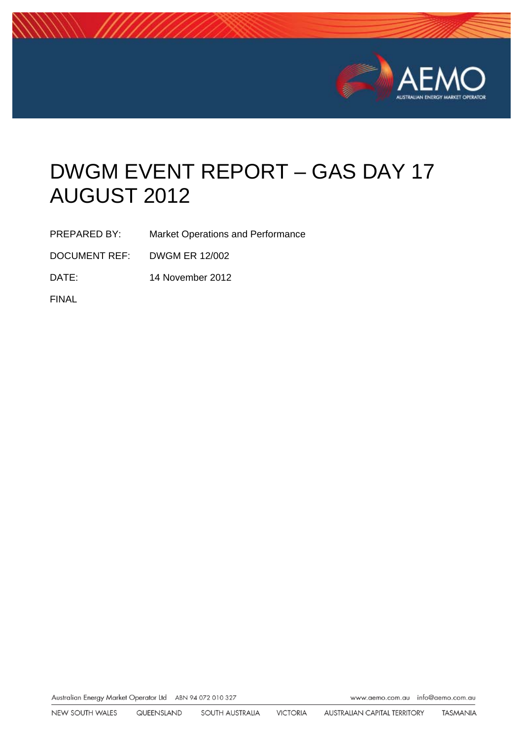# DWGM EVENT REPORT – GAS DAY 17 AUGUST 2012

PREPARED BY: Market Operations and Performance

DOCUMENT REF: DWGM ER 12/002

DATE: 14 November 2012

FINAL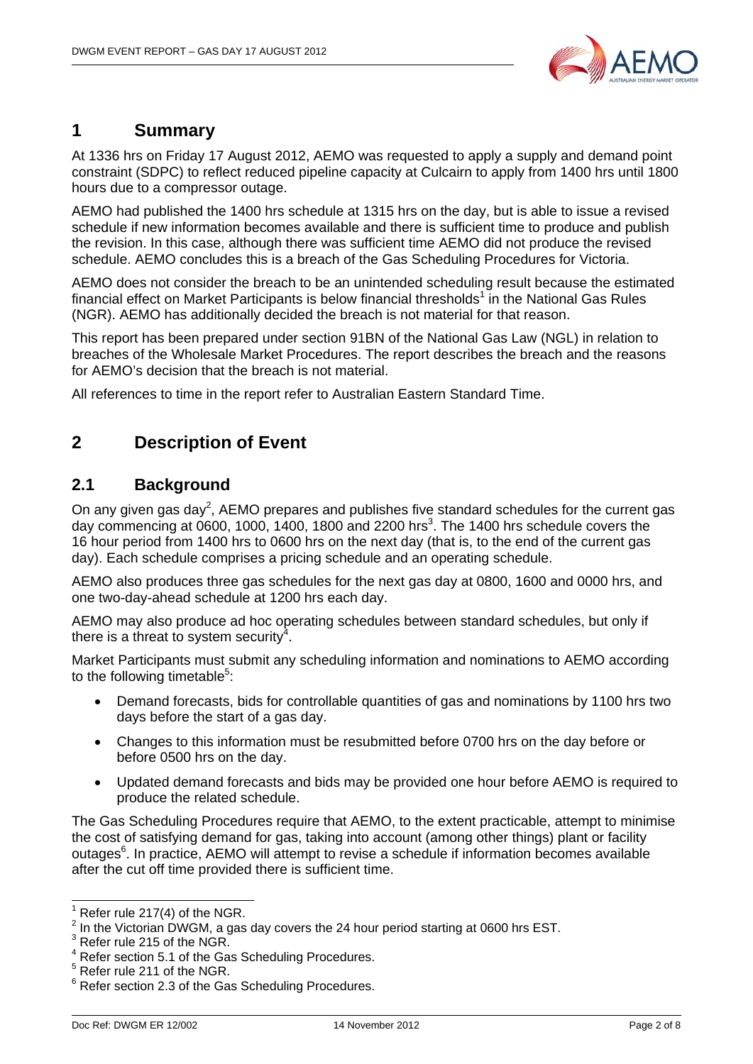# 1 Summary

At 1336 hrs on Friday 17 August 2012, AEMO was requested to apply a supply and demand point constraint (SDPC) to reflect reduced pipeline capacity at Culcairn to apply from 1400 hrs until 1800 hours due to a compressor outage.

AEMO had published the 1400 hrs schedule at 1315 hrs on the day, but is able to issue a revised schedule if new information becomes available and there is sufficient time to produce and publish the revision. In this case, although there was sufficient time AEMO did not produce the revised schedule. AEMO concludes this is a breach of the Gas Scheduling Procedures for Victoria.

AEMO does not consider the breach to be an unintended scheduling result because the estimated financial effect on Market Participants is below financial thresholds[1] in the National Gas Rules (NGR). AEMO has additionally decided the breach is not material for that reason.

This report has been prepared under section 91BN of the National Gas Law (NGL) in relation to breaches of the Wholesale Market Procedures. The report describes the breach and the reasons for AEMO's decision that the breach is not material.

All references to time in the report refer to Australian Eastern Standard Time.

# 2 Description of Event

## 2.1 Background

On any given gas day[2], AEMO prepares and publishes five standard schedules for the current gas day commencing at 0600, 1000, 1400, 1800 and 2200 hrs[3]. The 1400 hrs schedule covers the 16 hour period from 1400 hrs to 0600 hrs on the next day (that is, to the end of the current gas day). Each schedule comprises a pricing schedule and an operating schedule.

AEMO also produces three gas schedules for the next gas day at 0800, 1600 and 0000 hrs, and one two-day-ahead schedule at 1200 hrs each day.

AEMO may also produce ad hoc operating schedules between standard schedules, but only if there is a threat to system security[4].

Market Participants must submit any scheduling information and nominations to AEMO according to the following timetable[5]:

- Demand forecasts, bids for controllable quantities of gas and nominations by 1100 hrs two days before the start of a gas day.
- Changes to this information must be resubmitted before 0700 hrs on the day before or before 0500 hrs on the day.
- Updated demand forecasts and bids may be provided one hour before AEMO is required to produce the related schedule.

The Gas Scheduling Procedures require that AEMO, to the extent practicable, attempt to minimise the cost of satisfying demand for gas, taking into account (among other things) plant or facility outages[6]. In practice, AEMO will attempt to revise a schedule if information becomes available after the cut off time provided there is sufficient time.

---

[1] Refer rule 217(4) of the NGR.
[2] In the Victorian DWGM, a gas day covers the 24 hour period starting at 0600 hrs EST.
[3] Refer rule 215 of the NGR.
[4] Refer section 5.1 of the Gas Scheduling Procedures.
[5] Refer rule 211 of the NGR.
[6] Refer section 2.3 of the Gas Scheduling Procedures.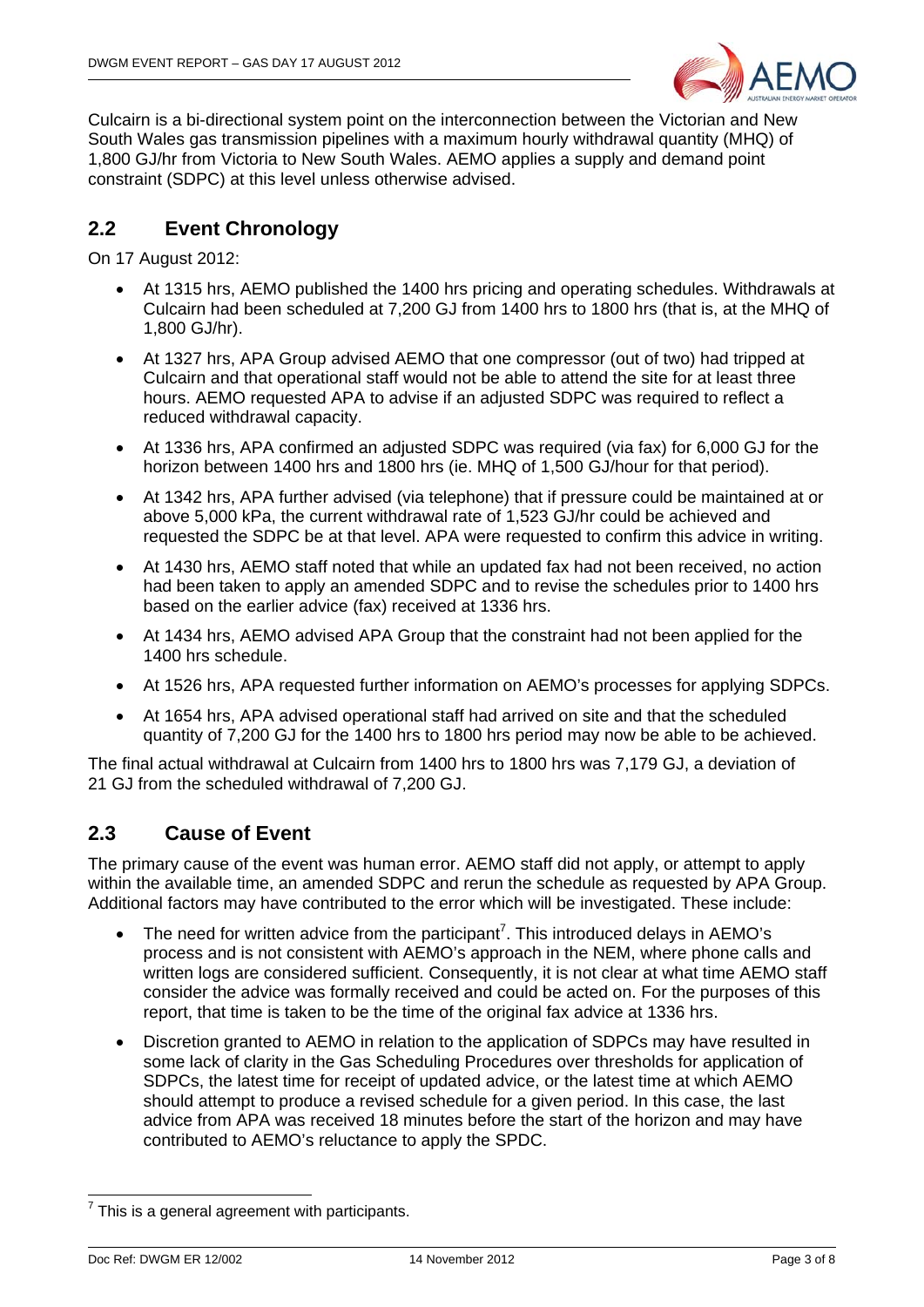Culcairn is a bi-directional system point on the interconnection between the Victorian and New South Wales gas transmission pipelines with a maximum hourly withdrawal quantity (MHQ) of 1,800 GJ/hr from Victoria to New South Wales. AEMO applies a supply and demand point constraint (SDPC) at this level unless otherwise advised.

## 2.2 Event Chronology

On 17 August 2012:

- At 1315 hrs, AEMO published the 1400 hrs pricing and operating schedules. Withdrawals at Culcairn had been scheduled at 7,200 GJ from 1400 hrs to 1800 hrs (that is, at the MHQ of 1,800 GJ/hr).
- At 1327 hrs, APA Group advised AEMO that one compressor (out of two) had tripped at Culcairn and that operational staff would not be able to attend the site for at least three hours. AEMO requested APA to advise if an adjusted SDPC was required to reflect a reduced withdrawal capacity.
- At 1336 hrs, APA confirmed an adjusted SDPC was required (via fax) for 6,000 GJ for the horizon between 1400 hrs and 1800 hrs (ie. MHQ of 1,500 GJ/hour for that period).
- At 1342 hrs, APA further advised (via telephone) that if pressure could be maintained at or above 5,000 kPa, the current withdrawal rate of 1,523 GJ/hr could be achieved and requested the SDPC be at that level. APA were requested to confirm this advice in writing.
- At 1430 hrs, AEMO staff noted that while an updated fax had not been received, no action had been taken to apply an amended SDPC and to revise the schedules prior to 1400 hrs based on the earlier advice (fax) received at 1336 hrs.
- At 1434 hrs, AEMO advised APA Group that the constraint had not been applied for the 1400 hrs schedule.
- At 1526 hrs, APA requested further information on AEMO's processes for applying SDPCs.
- At 1654 hrs, APA advised operational staff had arrived on site and that the scheduled quantity of 7,200 GJ for the 1400 hrs to 1800 hrs period may now be able to be achieved.

The final actual withdrawal at Culcairn from 1400 hrs to 1800 hrs was 7,179 GJ, a deviation of 21 GJ from the scheduled withdrawal of 7,200 GJ.

## 2.3 Cause of Event

The primary cause of the event was human error. AEMO staff did not apply, or attempt to apply within the available time, an amended SDPC and rerun the schedule as requested by APA Group. Additional factors may have contributed to the error which will be investigated. These include:

- The need for written advice from the participant[7]. This introduced delays in AEMO's process and is not consistent with AEMO's approach in the NEM, where phone calls and written logs are considered sufficient. Consequently, it is not clear at what time AEMO staff consider the advice was formally received and could be acted on. For the purposes of this report, that time is taken to be the time of the original fax advice at 1336 hrs.
- Discretion granted to AEMO in relation to the application of SDPCs may have resulted in some lack of clarity in the Gas Scheduling Procedures over thresholds for application of SDPCs, the latest time for receipt of updated advice, or the latest time at which AEMO should attempt to produce a revised schedule for a given period. In this case, the last advice from APA was received 18 minutes before the start of the horizon and may have contributed to AEMO's reluctance to apply the SPDC.

[7] This is a general agreement with participants.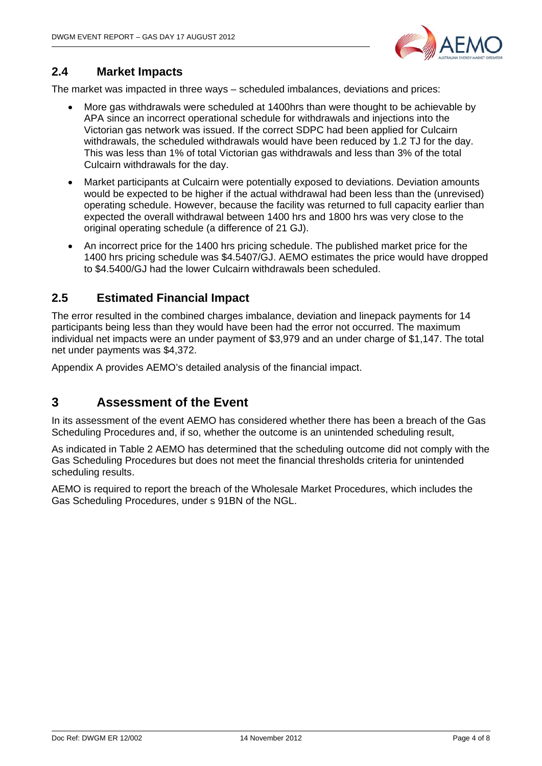## 2.4 Market Impacts

The market was impacted in three ways – scheduled imbalances, deviations and prices:

- More gas withdrawals were scheduled at 1400hrs than were thought to be achievable by APA since an incorrect operational schedule for withdrawals and injections into the Victorian gas network was issued. If the correct SDPC had been applied for Culcairn withdrawals, the scheduled withdrawals would have been reduced by 1.2 TJ for the day. This was less than 1% of total Victorian gas withdrawals and less than 3% of the total Culcairn withdrawals for the day.
- Market participants at Culcairn were potentially exposed to deviations. Deviation amounts would be expected to be higher if the actual withdrawal had been less than the (unrevised) operating schedule. However, because the facility was returned to full capacity earlier than expected the overall withdrawal between 1400 hrs and 1800 hrs was very close to the original operating schedule (a difference of 21 GJ).
- An incorrect price for the 1400 hrs pricing schedule. The published market price for the 1400 hrs pricing schedule was $4.5407/GJ. AEMO estimates the price would have dropped to $4.5400/GJ had the lower Culcairn withdrawals been scheduled.

## 2.5 Estimated Financial Impact

The error resulted in the combined charges imbalance, deviation and linepack payments for 14 participants being less than they would have been had the error not occurred. The maximum individual net impacts were an under payment of $3,979 and an under charge of $1,147. The total net under payments was $4,372.

Appendix A provides AEMO's detailed analysis of the financial impact.

# 3 Assessment of the Event

In its assessment of the event AEMO has considered whether there has been a breach of the Gas Scheduling Procedures and, if so, whether the outcome is an unintended scheduling result,

As indicated in Table 2 AEMO has determined that the scheduling outcome did not comply with the Gas Scheduling Procedures but does not meet the financial thresholds criteria for unintended scheduling results.

AEMO is required to report the breach of the Wholesale Market Procedures, which includes the Gas Scheduling Procedures, under s 91BN of the NGL.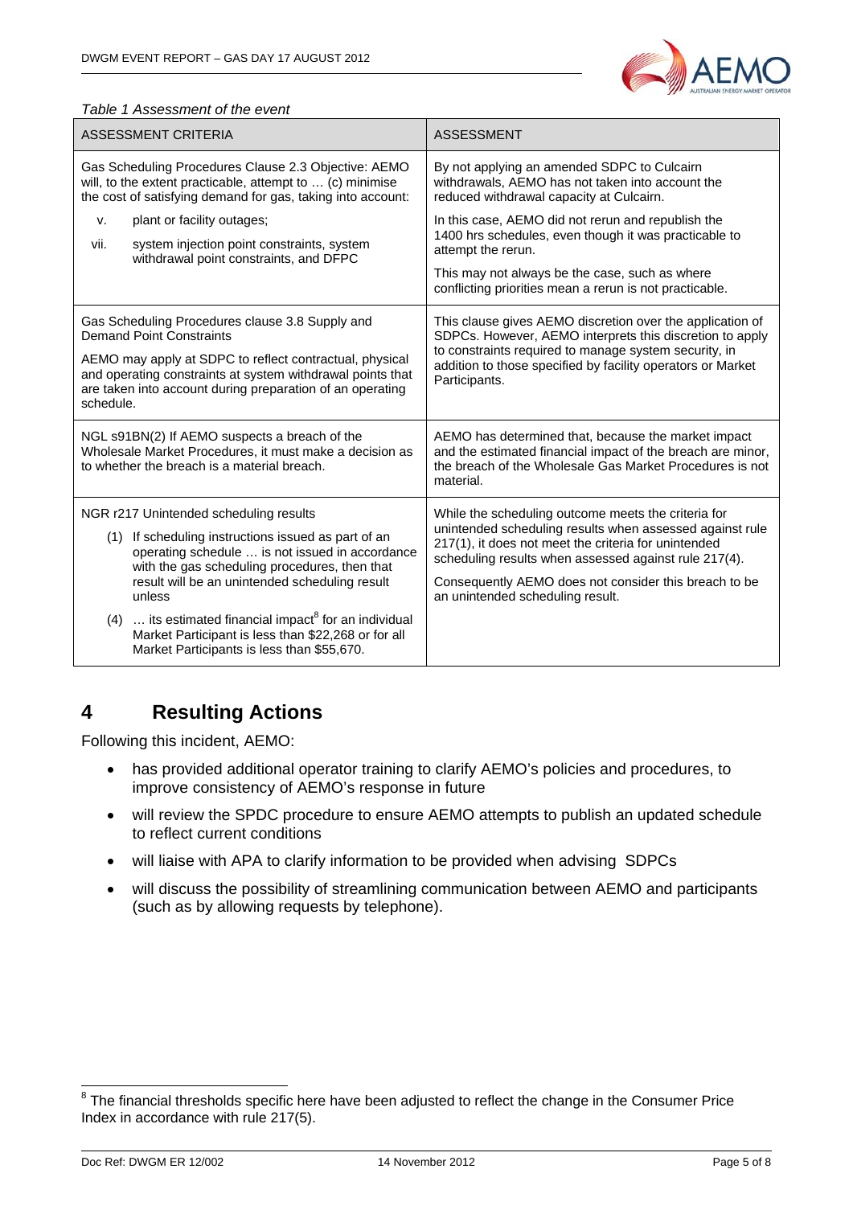*Table 1 Assessment of the event*

| ASSESSMENT CRITERIA | ASSESSMENT |
|---|---|
| Gas Scheduling Procedures Clause 2.3 Objective: AEMO will, to the extent practicable, attempt to … (c) minimise the cost of satisfying demand for gas, taking into account:<br>v. plant or facility outages;<br>vii. system injection point constraints, system withdrawal point constraints, and DFPC | By not applying an amended SDPC to Culcairn withdrawals, AEMO has not taken into account the reduced withdrawal capacity at Culcairn.<br>In this case, AEMO did not rerun and republish the 1400 hrs schedules, even though it was practicable to attempt the rerun.<br>This may not always be the case, such as where conflicting priorities mean a rerun is not practicable. |
| Gas Scheduling Procedures clause 3.8 Supply and Demand Point Constraints<br>AEMO may apply at SDPC to reflect contractual, physical and operating constraints at system withdrawal points that are taken into account during preparation of an operating schedule. | This clause gives AEMO discretion over the application of SDPCs. However, AEMO interprets this discretion to apply to constraints required to manage system security, in addition to those specified by facility operators or Market Participants. |
| NGL s91BN(2) If AEMO suspects a breach of the Wholesale Market Procedures, it must make a decision as to whether the breach is a material breach. | AEMO has determined that, because the market impact and the estimated financial impact of the breach are minor, the breach of the Wholesale Gas Market Procedures is not material. |
| NGR r217 Unintended scheduling results<br>(1) If scheduling instructions issued as part of an operating schedule … is not issued in accordance with the gas scheduling procedures, then that result will be an unintended scheduling result unless<br>(4) … its estimated financial impact[8] for an individual Market Participant is less than $22,268 or for all Market Participants is less than $55,670. | While the scheduling outcome meets the criteria for unintended scheduling results when assessed against rule 217(1), it does not meet the criteria for unintended scheduling results when assessed against rule 217(4).<br>Consequently AEMO does not consider this breach to be an unintended scheduling result. |

# 4 Resulting Actions

Following this incident, AEMO:

- has provided additional operator training to clarify AEMO's policies and procedures, to improve consistency of AEMO's response in future
- will review the SPDC procedure to ensure AEMO attempts to publish an updated schedule to reflect current conditions
- will liaise with APA to clarify information to be provided when advising SDPCs
- will discuss the possibility of streamlining communication between AEMO and participants (such as by allowing requests by telephone).

[8] The financial thresholds specific here have been adjusted to reflect the change in the Consumer Price Index in accordance with rule 217(5).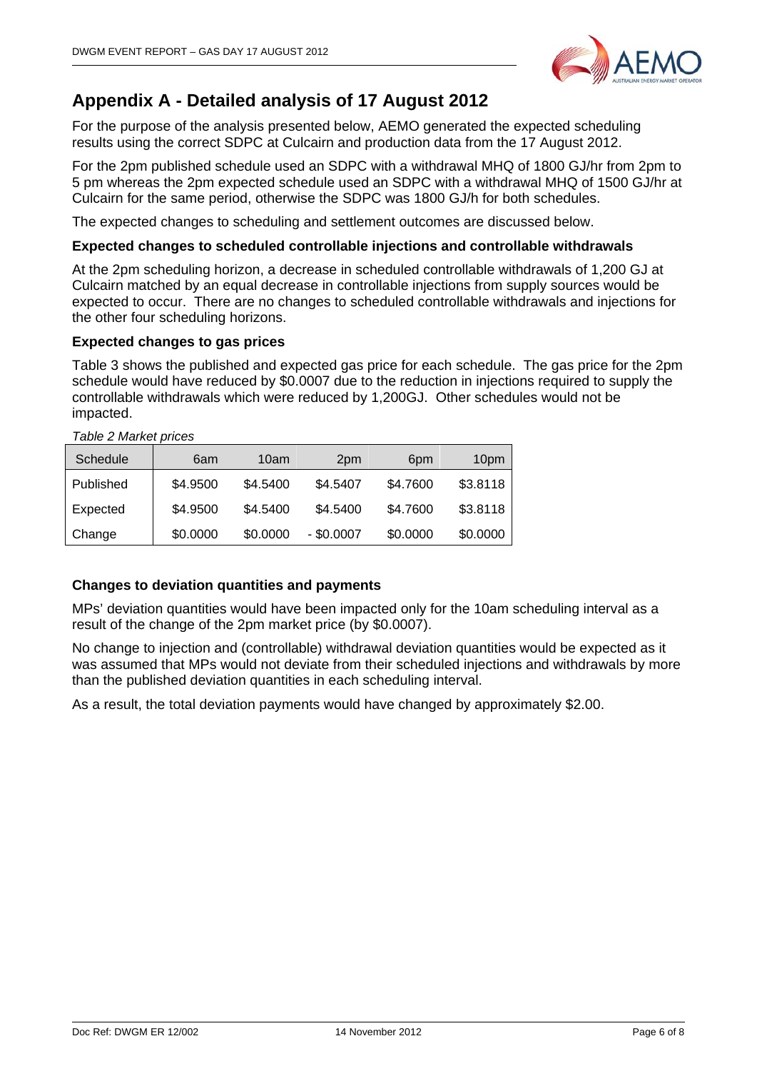## Appendix A - Detailed analysis of 17 August 2012

For the purpose of the analysis presented below, AEMO generated the expected scheduling results using the correct SDPC at Culcairn and production data from the 17 August 2012.

For the 2pm published schedule used an SDPC with a withdrawal MHQ of 1800 GJ/hr from 2pm to 5 pm whereas the 2pm expected schedule used an SDPC with a withdrawal MHQ of 1500 GJ/hr at Culcairn for the same period, otherwise the SDPC was 1800 GJ/h for both schedules.

The expected changes to scheduling and settlement outcomes are discussed below.

### Expected changes to scheduled controllable injections and controllable withdrawals

At the 2pm scheduling horizon, a decrease in scheduled controllable withdrawals of 1,200 GJ at Culcairn matched by an equal decrease in controllable injections from supply sources would be expected to occur. There are no changes to scheduled controllable withdrawals and injections for the other four scheduling horizons.

### Expected changes to gas prices

Table 3 shows the published and expected gas price for each schedule. The gas price for the 2pm schedule would have reduced by $0.0007 due to the reduction in injections required to supply the controllable withdrawals which were reduced by 1,200GJ. Other schedules would not be impacted.

*Table 2 Market prices*

| Schedule | 6am | 10am | 2pm | 6pm | 10pm |
|---|---|---|---|---|---|
| Published | $4.9500 | $4.5400 | $4.5407 | $4.7600 | $3.8118 |
| Expected | $4.9500 | $4.5400 | $4.5400 | $4.7600 | $3.8118 |
| Change | $0.0000 | $0.0000 | - $0.0007 | $0.0000 | $0.0000 |

### Changes to deviation quantities and payments

MPs' deviation quantities would have been impacted only for the 10am scheduling interval as a result of the change of the 2pm market price (by $0.0007).

No change to injection and (controllable) withdrawal deviation quantities would be expected as it was assumed that MPs would not deviate from their scheduled injections and withdrawals by more than the published deviation quantities in each scheduling interval.

As a result, the total deviation payments would have changed by approximately $2.00.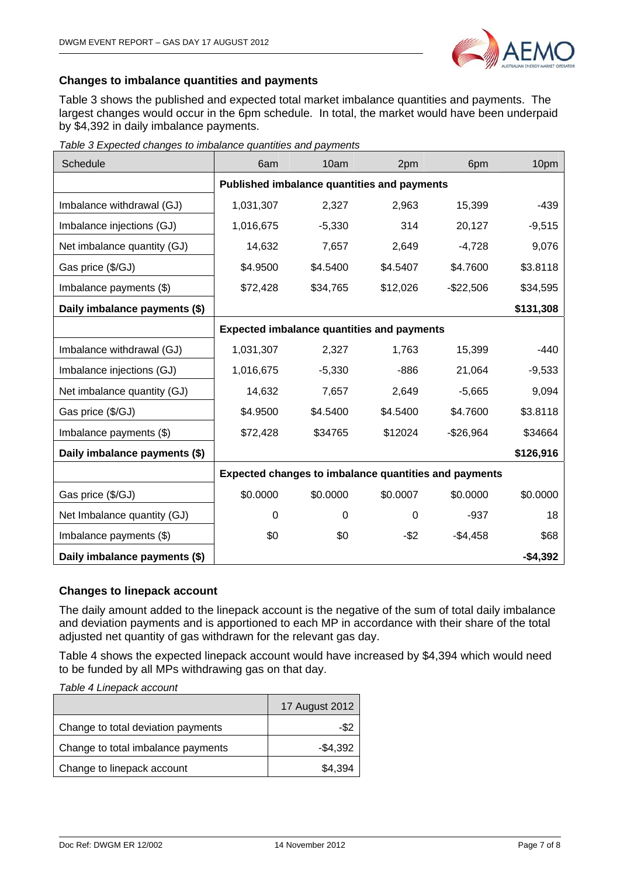### Changes to imbalance quantities and payments

Table 3 shows the published and expected total market imbalance quantities and payments. The largest changes would occur in the 6pm schedule. In total, the market would have been underpaid by $4,392 in daily imbalance payments.

*Table 3 Expected changes to imbalance quantities and payments*

| Schedule | 6am | 10am | 2pm | 6pm | 10pm |
|---|---|---|---|---|---|
| | **Published imbalance quantities and payments** | | | | |
| Imbalance withdrawal (GJ) | 1,031,307 | 2,327 | 2,963 | 15,399 | -439 |
| Imbalance injections (GJ) | 1,016,675 | -5,330 | 314 | 20,127 | -9,515 |
| Net imbalance quantity (GJ) | 14,632 | 7,657 | 2,649 | -4,728 | 9,076 |
| Gas price ($/GJ) | $4.9500 | $4.5400 | $4.5407 | $4.7600 | $3.8118 |
| Imbalance payments ($) | $72,428 | $34,765 | $12,026 | -$22,506 | $34,595 |
| **Daily imbalance payments ($)** | | | | | **$131,308** |
| | **Expected imbalance quantities and payments** | | | | |
| Imbalance withdrawal (GJ) | 1,031,307 | 2,327 | 1,763 | 15,399 | -440 |
| Imbalance injections (GJ) | 1,016,675 | -5,330 | -886 | 21,064 | -9,533 |
| Net imbalance quantity (GJ) | 14,632 | 7,657 | 2,649 | -5,665 | 9,094 |
| Gas price ($/GJ) | $4.9500 | $4.5400 | $4.5400 | $4.7600 | $3.8118 |
| Imbalance payments ($) | $72,428 | $34765 | $12024 | -$26,964 | $34664 |
| **Daily imbalance payments ($)** | | | | | **$126,916** |
| | **Expected changes to imbalance quantities and payments** | | | | |
| Gas price ($/GJ) | $0.0000 | $0.0000 | $0.0007 | $0.0000 | $0.0000 |
| Net Imbalance quantity (GJ) | 0 | 0 | 0 | -937 | 18 |
| Imbalance payments ($) | $0 | $0 | -$2 | -$4,458 | $68 |
| **Daily imbalance payments ($)** | | | | | **-$4,392** |

### Changes to linepack account

The daily amount added to the linepack account is the negative of the sum of total daily imbalance and deviation payments and is apportioned to each MP in accordance with their share of the total adjusted net quantity of gas withdrawn for the relevant gas day.

Table 4 shows the expected linepack account would have increased by $4,394 which would need to be funded by all MPs withdrawing gas on that day.

*Table 4 Linepack account*

| | 17 August 2012 |
|---|---|
| Change to total deviation payments | -$2 |
| Change to total imbalance payments | -$4,392 |
| Change to linepack account | $4,394 |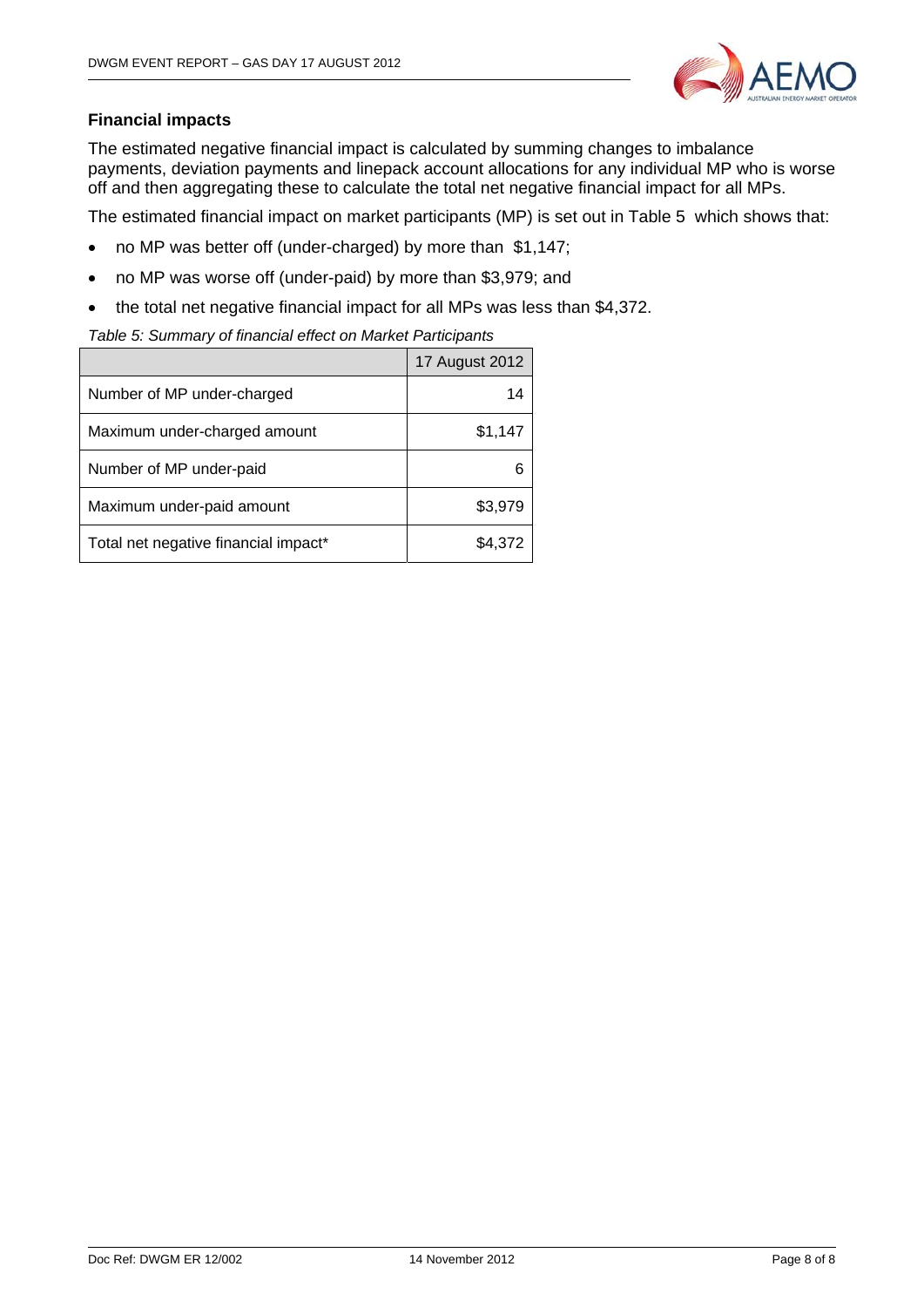### Financial impacts

The estimated negative financial impact is calculated by summing changes to imbalance payments, deviation payments and linepack account allocations for any individual MP who is worse off and then aggregating these to calculate the total net negative financial impact for all MPs.

The estimated financial impact on market participants (MP) is set out in Table 5 which shows that:

- no MP was better off (under-charged) by more than $1,147;
- no MP was worse off (under-paid) by more than $3,979; and
- the total net negative financial impact for all MPs was less than $4,372.

*Table 5: Summary of financial effect on Market Participants*

| | 17 August 2012 |
|---|---|
| Number of MP under-charged | 14 |
| Maximum under-charged amount | $1,147 |
| Number of MP under-paid | 6 |
| Maximum under-paid amount | $3,979 |
| Total net negative financial impact* | $4,372 |